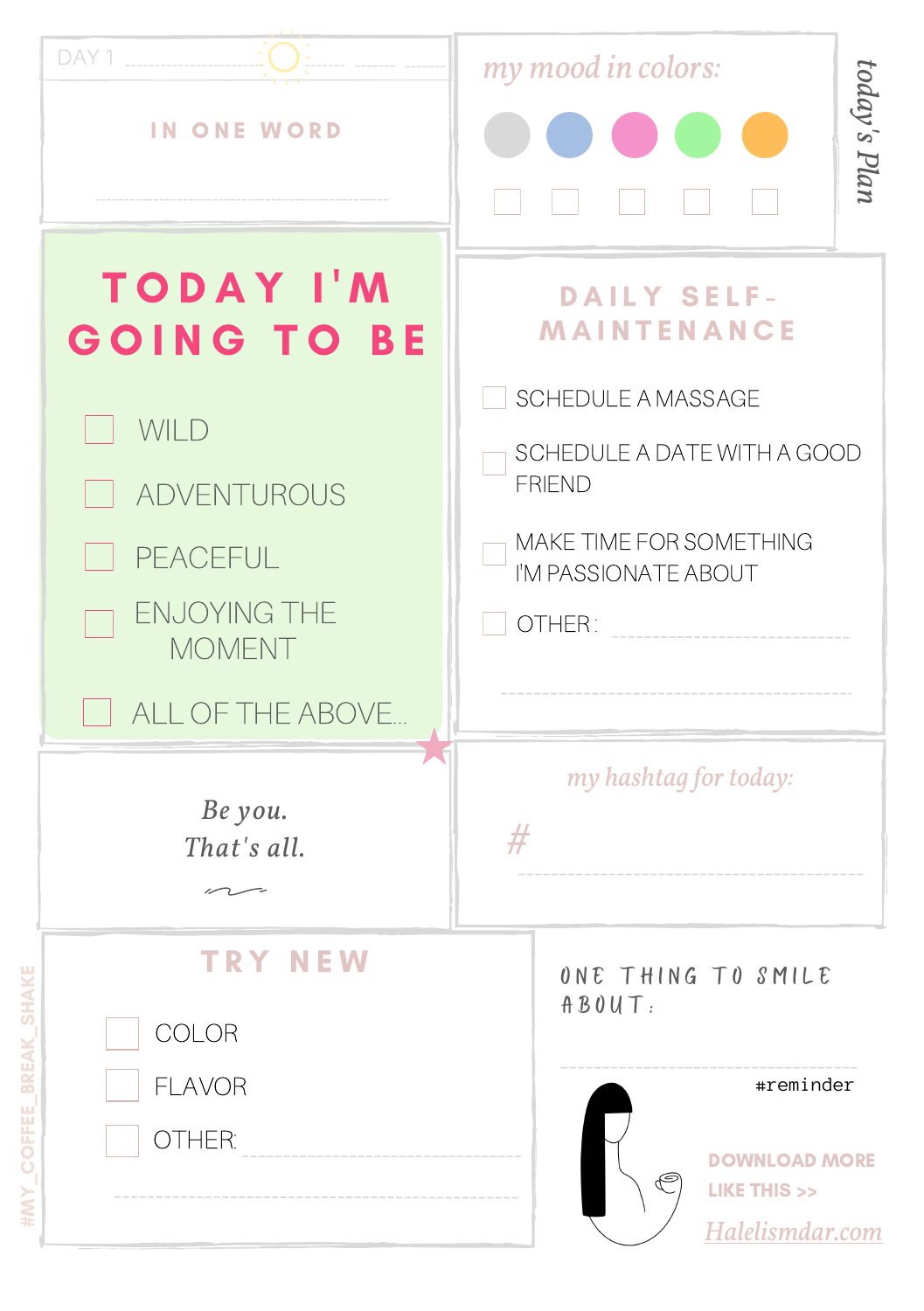DAY 1

IN ONE WORD

my mood in colors:

☐ ☐ ☐ ☐ ☐

today's Plan

# TODAY I'M GOING TO BE

- ☐ WILD
- ☐ ADVENTUROUS
- ☐ PEACEFUL
- ☐ ENJOYING THE MOMENT
- ☐ ALL OF THE ABOVE...

## DAILY SELF-MAINTENANCE

- ☐ SCHEDULE A MASSAGE
- ☐ SCHEDULE A DATE WITH A GOOD FRIEND
- ☐ MAKE TIME FOR SOMETHING I'M PASSIONATE ABOUT
- ☐ OTHER: ______________________

*Be you.*
*That's all.*

*my hashtag for today:*

# ______________________

## TRY NEW

- ☐ COLOR
- ☐ FLAVOR
- ☐ OTHER: ______________________

ONE THING TO SMILE ABOUT:

______________________

#reminder

DOWNLOAD MORE LIKE THIS >>

Halelismdar.com

#MY_COFFEE_BREAK_SHAKE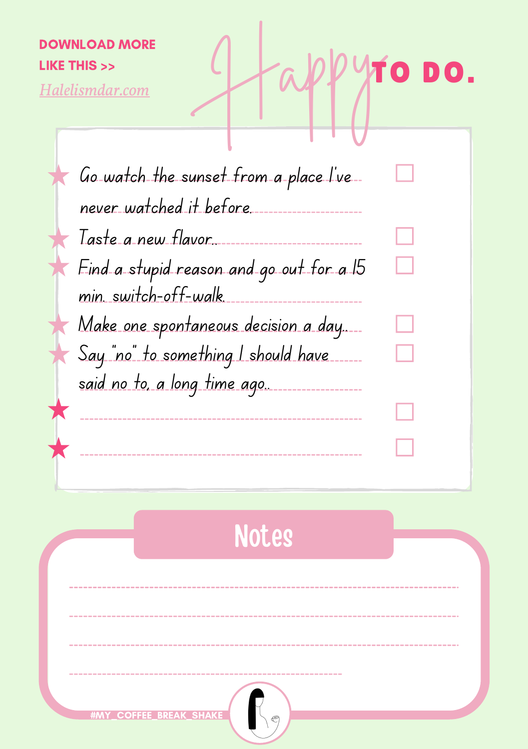DOWNLOAD MORE LIKE THIS >>

Halelismdar.com

# Happy TO DO.

- [ ] Go watch the sunset from a place I've never watched it before.
- [ ] Taste a new flavor..
- [ ] Find a stupid reason and go out for a 15 min. switch-off-walk.
- [ ] Make one spontaneous decision a day..
- [ ] Say "no" to something I should have said no to, a long time ago..
- [ ] 
- [ ] 

## Notes

#MY_COFFEE_BREAK_SHAKE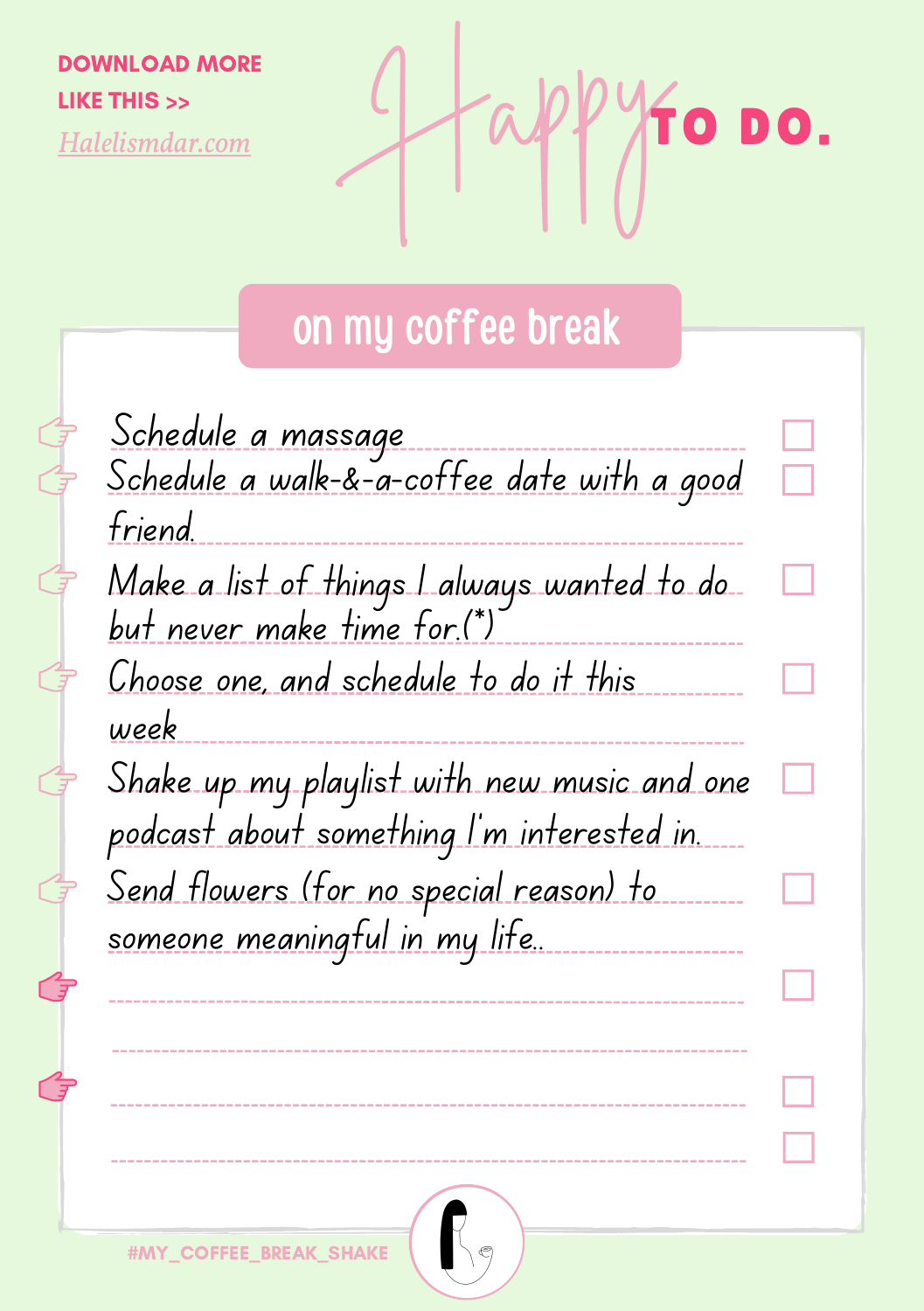DOWNLOAD MORE LIKE THIS >>

Halelismdar.com

# Happy TO DO.

## on my coffee break

- [ ] Schedule a massage
- [ ] Schedule a walk-&-a-coffee date with a good friend.
- [ ] Make a list of things I always wanted to do but never make time for.(*)
- [ ] Choose one, and schedule to do it this week
- [ ] Shake up my playlist with new music and one podcast about something I'm interested in.
- [ ] Send flowers (for no special reason) to someone meaningful in my life..
- [ ] 
- [ ] 
- [ ] 

#MY_COFFEE_BREAK_SHAKE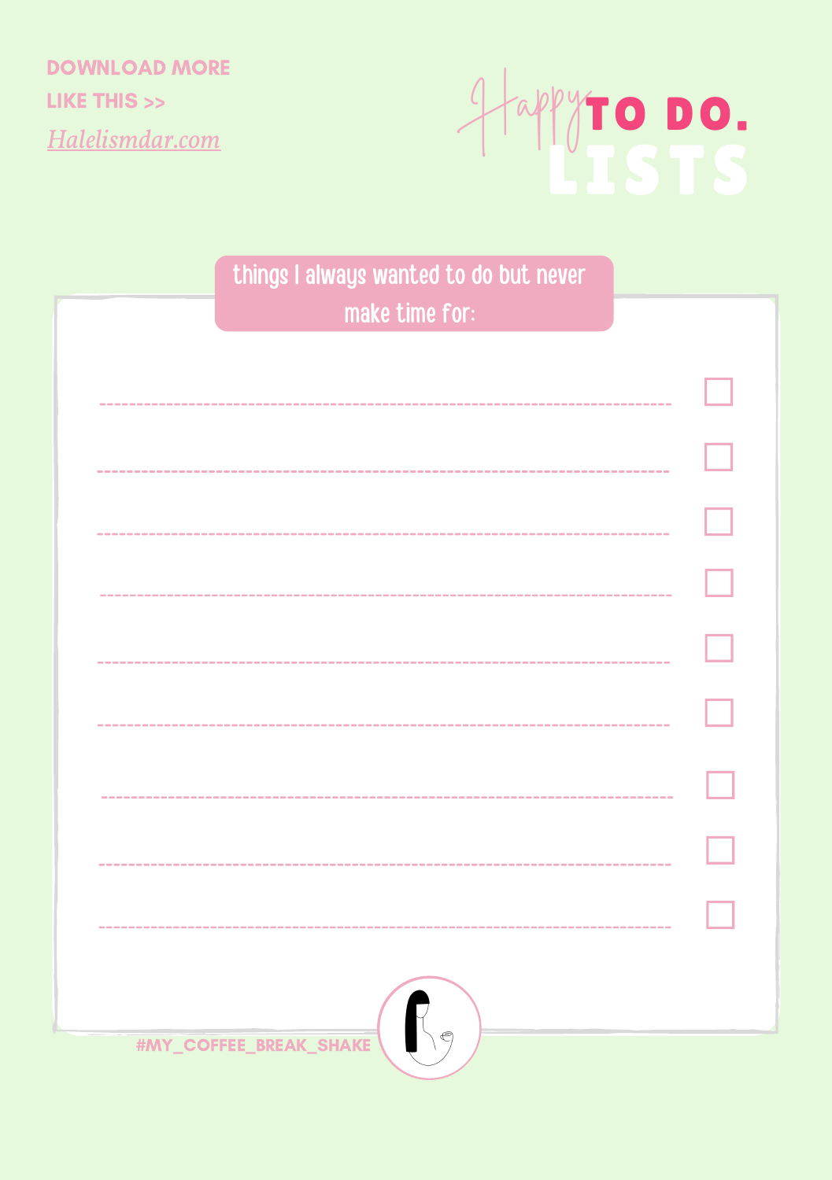DOWNLOAD MORE

LIKE THIS >>

Halelismdar.com

# Happy TO DO. LISTS

things I always wanted to do but never make time for:

- [ ] 
- [ ] 
- [ ] 
- [ ] 
- [ ] 
- [ ] 
- [ ] 
- [ ] 
- [ ] 

#MY_COFFEE_BREAK_SHAKE